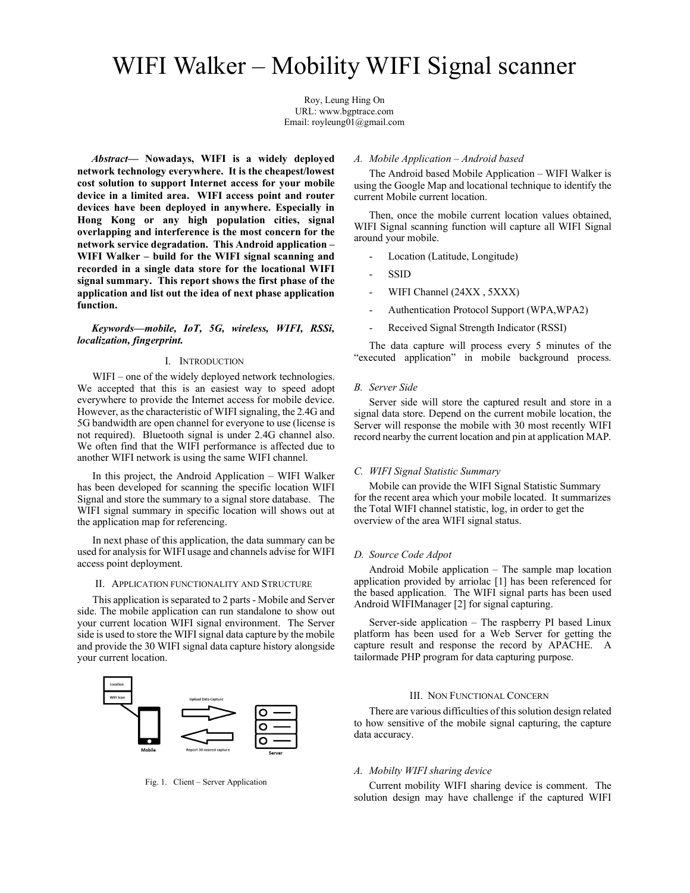# WIFI Walker – Mobility WIFI Signal scanner

Roy, Leung Hing On
URL: www.bgptrace.com
Email: royleung01@gmail.com

***Abstract*— Nowadays, WIFI is a widely deployed network technology everywhere. It is the cheapest/lowest cost solution to support Internet access for your mobile device in a limited area. WIFI access point and router devices have been deployed in anywhere. Especially in Hong Kong or any high population cities, signal overlapping and interference is the most concern for the network service degradation. This Android application – WIFI Walker – build for the WIFI signal scanning and recorded in a single data store for the locational WIFI signal summary. This report shows the first phase of the application and list out the idea of next phase application function.**

***Keywords—mobile, IoT, 5G, wireless, WIFI, RSSi, localization, fingerprint.***

## I. Introduction

WIFI – one of the widely deployed network technologies. We accepted that this is an easiest way to speed adopt everywhere to provide the Internet access for mobile device. However, as the characteristic of WIFI signaling, the 2.4G and 5G bandwidth are open channel for everyone to use (license is not required). Bluetooth signal is under 2.4G channel also. We often find that the WIFI performance is affected due to another WIFI network is using the same WIFI channel.

In this project, the Android Application – WIFI Walker has been developed for scanning the specific location WIFI Signal and store the summary to a signal store database. The WIFI signal summary in specific location will shows out at the application map for referencing.

In next phase of this application, the data summary can be used for analysis for WIFI usage and channels advise for WIFI access point deployment.

## II. Application Functionality and Structure

This application is separated to 2 parts - Mobile and Server side. The mobile application can run standalone to show out your current location WIFI signal environment. The Server side is used to store the WIFI signal data capture by the mobile and provide the 30 WIFI signal data capture history alongside your current location.

Fig. 1. Client – Server Application

### A. Mobile Application – Android based

The Android based Mobile Application – WIFI Walker is using the Google Map and locational technique to identify the current Mobile current location.

Then, once the mobile current location values obtained, WIFI Signal scanning function will capture all WIFI Signal around your mobile.

- Location (Latitude, Longitude)
- SSID
- WIFI Channel (24XX , 5XXX)
- Authentication Protocol Support (WPA,WPA2)
- Received Signal Strength Indicator (RSSI)

The data capture will process every 5 minutes of the "executed application" in mobile background process.

### B. Server Side

Server side will store the captured result and store in a signal data store. Depend on the current mobile location, the Server will response the mobile with 30 most recently WIFI record nearby the current location and pin at application MAP.

### C. WIFI Signal Statistic Summary

Mobile can provide the WIFI Signal Statistic Summary for the recent area which your mobile located. It summarizes the Total WIFI channel statistic, log, in order to get the overview of the area WIFI signal status.

### D. Source Code Adpot

Android Mobile application – The sample map location application provided by arriolac [1] has been referenced for the based application. The WIFI signal parts has been used Android WIFIManager [2] for signal capturing.

Server-side application – The raspberry PI based Linux platform has been used for a Web Server for getting the capture result and response the record by APACHE. A tailormade PHP program for data capturing purpose.

## III. Non Functional Concern

There are various difficulties of this solution design related to how sensitive of the mobile signal capturing, the capture data accuracy.

### A. Mobilty WIFI sharing device

Current mobility WIFI sharing device is comment. The solution design may have challenge if the captured WIFI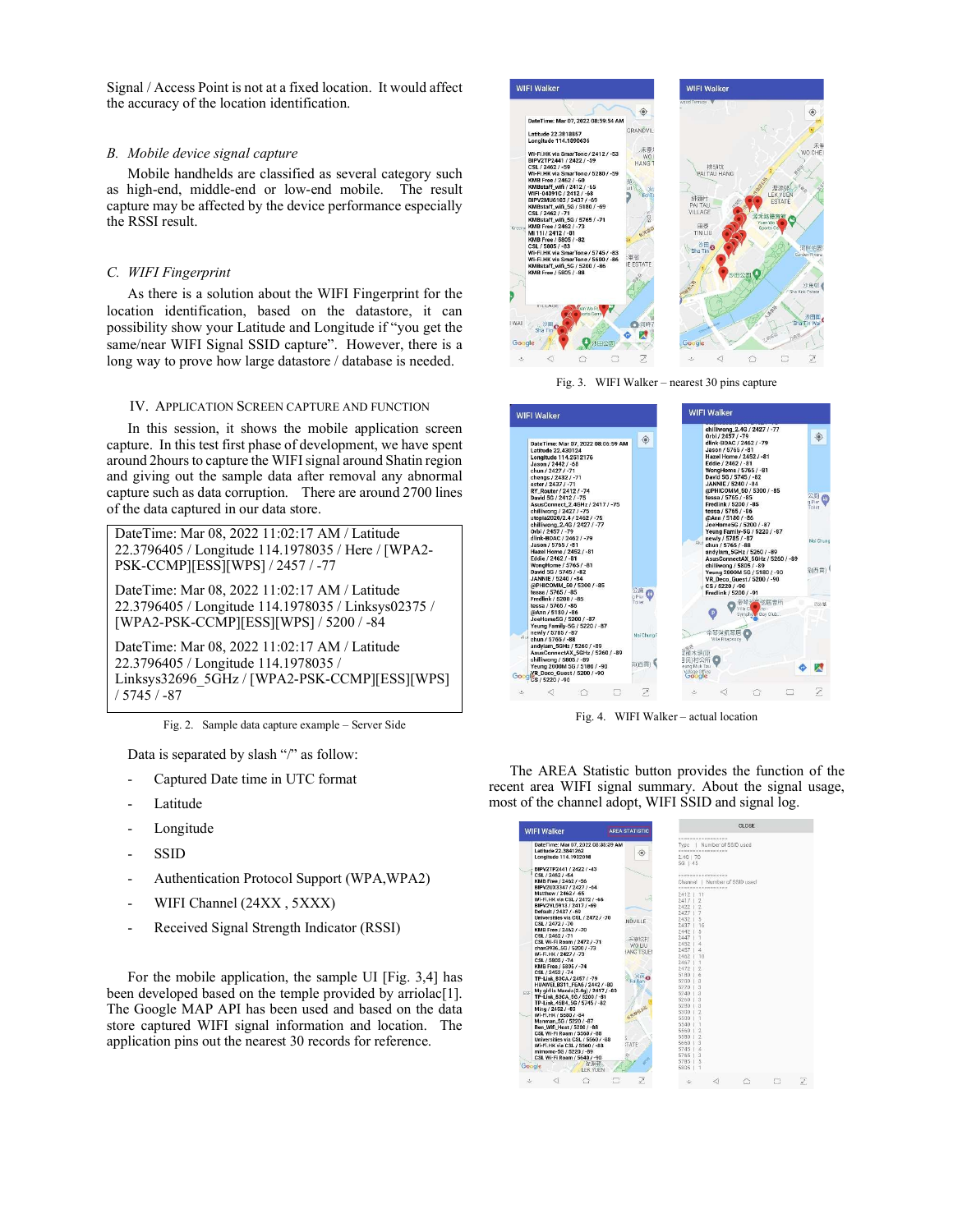Signal / Access Point is not at a fixed location. It would affect the accuracy of the location identification.

### B. *Mobile device signal capture*

Mobile handhelds are classified as several category such as high-end, middle-end or low-end mobile. The result capture may be affected by the device performance especially the RSSI result.

### C. *WIFI Fingerprint*

As there is a solution about the WIFI Fingerprint for the location identification, based on the datastore, it can possibility show your Latitude and Longitude if "you get the same/near WIFI Signal SSID capture". However, there is a long way to prove how large datastore / database is needed.

## IV. Application Screen Capture and Function

In this session, it shows the mobile application screen capture. In this test first phase of development, we have spent around 2hours to capture the WIFI signal around Shatin region and giving out the sample data after removal any abnormal capture such as data corruption. There are around 2700 lines of the data captured in our data store.

```
DateTime: Mar 08, 2022 11:02:17 AM / Latitude 22.3796405 / Longitude 114.1978035 / Here / [WPA2-PSK-CCMP][ESS][WPS] / 2457 / -77

DateTime: Mar 08, 2022 11:02:17 AM / Latitude 22.3796405 / Longitude 114.1978035 / Linksys02375 / [WPA2-PSK-CCMP][ESS][WPS] / 5200 / -84

DateTime: Mar 08, 2022 11:02:17 AM / Latitude 22.3796405 / Longitude 114.1978035 / Linksys32696_5GHz / [WPA2-PSK-CCMP][ESS][WPS] / 5745 / -87
```

Fig. 2. Sample data capture example – Server Side

Data is separated by slash "/" as follow:

- Captured Date time in UTC format
- Latitude
- Longitude
- SSID
- Authentication Protocol Support (WPA,WPA2)
- WIFI Channel (24XX , 5XXX)
- Received Signal Strength Indicator (RSSI)

For the mobile application, the sample UI [Fig. 3,4] has been developed based on the temple provided by arriolac[1]. The Google MAP API has been used and based on the data store captured WIFI signal information and location. The application pins out the nearest 30 records for reference.

Fig. 3. WIFI Walker – nearest 30 pins capture

Fig. 4. WIFI Walker – actual location

The AREA Statistic button provides the function of the recent area WIFI signal summary. About the signal usage, most of the channel adopt, WIFI SSID and signal log.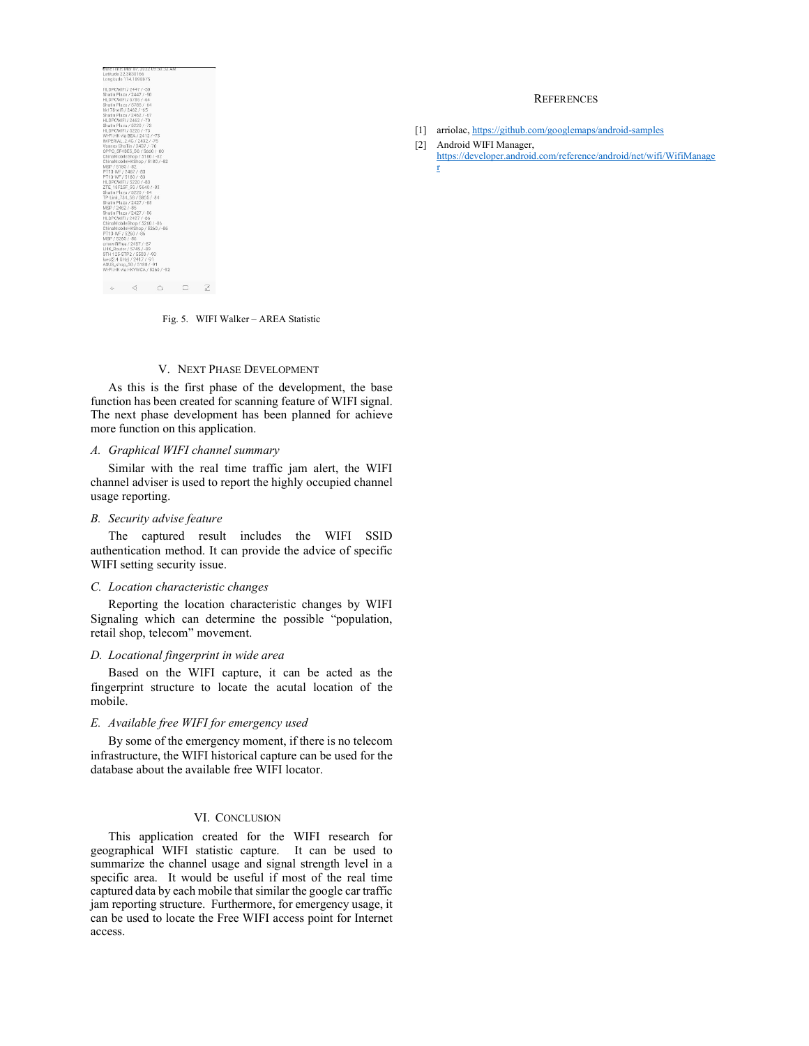Fig. 5. WIFI Walker – AREA Statistic

## V. Next Phase Development

As this is the first phase of the development, the base function has been created for scanning feature of WIFI signal. The next phase development has been planned for achieve more function on this application.

### *A. Graphical WIFI channel summary*

Similar with the real time traffic jam alert, the WIFI channel adviser is used to report the highly occupied channel usage reporting.

### *B. Security advise feature*

The captured result includes the WIFI SSID authentication method. It can provide the advice of specific WIFI setting security issue.

### *C. Location characteristic changes*

Reporting the location characteristic changes by WIFI Signaling which can determine the possible "population, retail shop, telecom" movement.

### *D. Locational fingerprint in wide area*

Based on the WIFI capture, it can be acted as the fingerprint structure to locate the acutal location of the mobile.

### *E. Available free WIFI for emergency used*

By some of the emergency moment, if there is no telecom infrastructure, the WIFI historical capture can be used for the database about the available free WIFI locator.

## VI. Conclusion

This application created for the WIFI research for geographical WIFI statistic capture. It can be used to summarize the channel usage and signal strength level in a specific area. It would be useful if most of the real time captured data by each mobile that similar the google car traffic jam reporting structure. Furthermore, for emergency usage, it can be used to locate the Free WIFI access point for Internet access.

## References

[1] arriolac, https://github.com/googlemaps/android-samples

[2] Android WIFI Manager, https://developer.android.com/reference/android/net/wifi/WifiManager